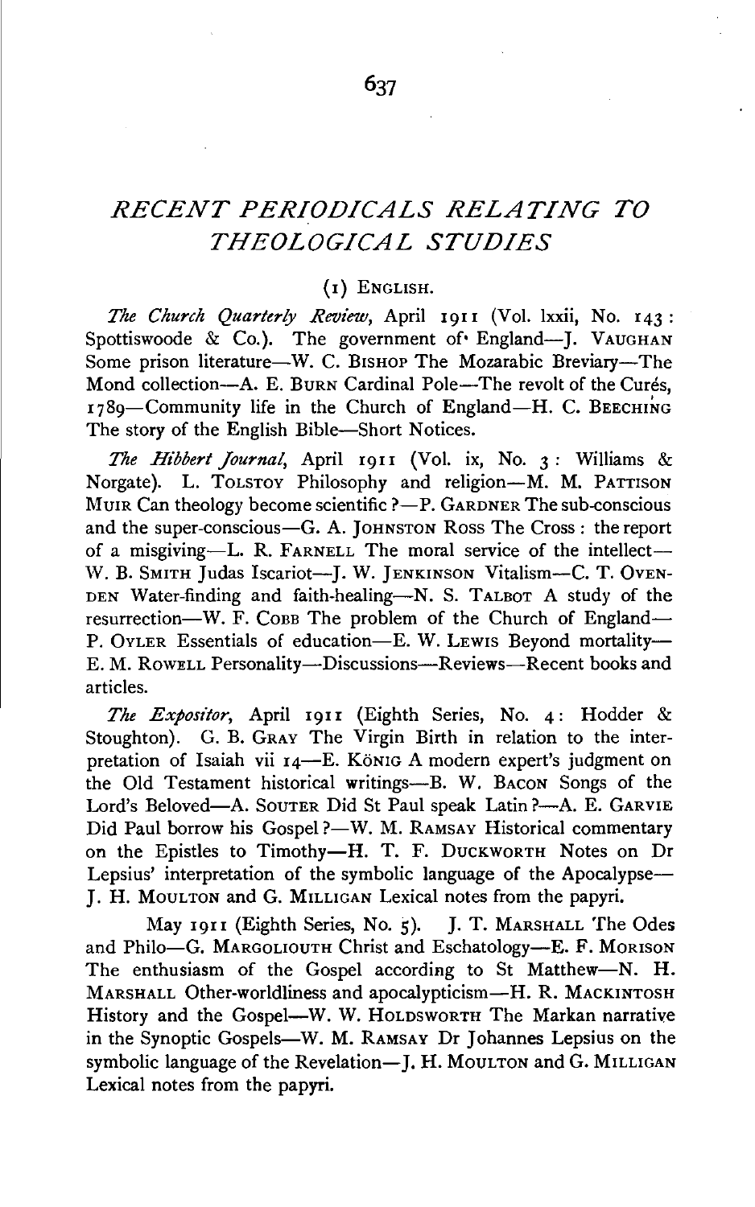# *RECENT PERIODICALS RELATING TO THEOLOGICAL STUDIES*

## (1) English.

*The Church Quarterly Review*, April 1911 (Vol. lxxii, No. 143: Spottiswoode & Co.). The government of England—J. Vaughan Some prison literature—W. C. Bishop The Mozarabic Breviary—The Mond collection—A. E. Burn Cardinal Pole—The revolt of the Curés, 1789—Community life in the Church of England—H. C. Beeching The story of the English Bible—Short Notices.

*The Hibbert Journal*, April 1911 (Vol. ix, No. 3: Williams & Norgate). L. Tolstoy Philosophy and religion—M. M. Pattison Muir Can theology become scientific?—P. Gardner The sub-conscious and the super-conscious—G. A. Johnston Ross The Cross: the report of a misgiving—L. R. Farnell The moral service of the intellect—W. B. Smith Judas Iscariot—J. W. Jenkinson Vitalism—C. T. Ovenden Water-finding and faith-healing—N. S. Talbot A study of the resurrection—W. F. Cobb The problem of the Church of England—P. Oyler Essentials of education—E. W. Lewis Beyond mortality—E. M. Rowell Personality—Discussions—Reviews—Recent books and articles.

*The Expositor*, April 1911 (Eighth Series, No. 4: Hodder & Stoughton). G. B. Gray The Virgin Birth in relation to the interpretation of Isaiah vii 14—E. König A modern expert's judgment on the Old Testament historical writings—B. W. Bacon Songs of the Lord's Beloved—A. Souter Did St Paul speak Latin?—A. E. Garvie Did Paul borrow his Gospel?—W. M. Ramsay Historical commentary on the Epistles to Timothy—H. T. F. Duckworth Notes on Dr Lepsius' interpretation of the symbolic language of the Apocalypse—J. H. Moulton and G. Milligan Lexical notes from the papyri.

May 1911 (Eighth Series, No. 5). J. T. Marshall The Odes and Philo—G. Margoliouth Christ and Eschatology—E. F. Morison The enthusiasm of the Gospel according to St Matthew—N. H. Marshall Other-worldliness and apocalypticism—H. R. Mackintosh History and the Gospel—W. W. Holdsworth The Markan narrative in the Synoptic Gospels—W. M. Ramsay Dr Johannes Lepsius on the symbolic language of the Revelation—J. H. Moulton and G. Milligan Lexical notes from the papyri.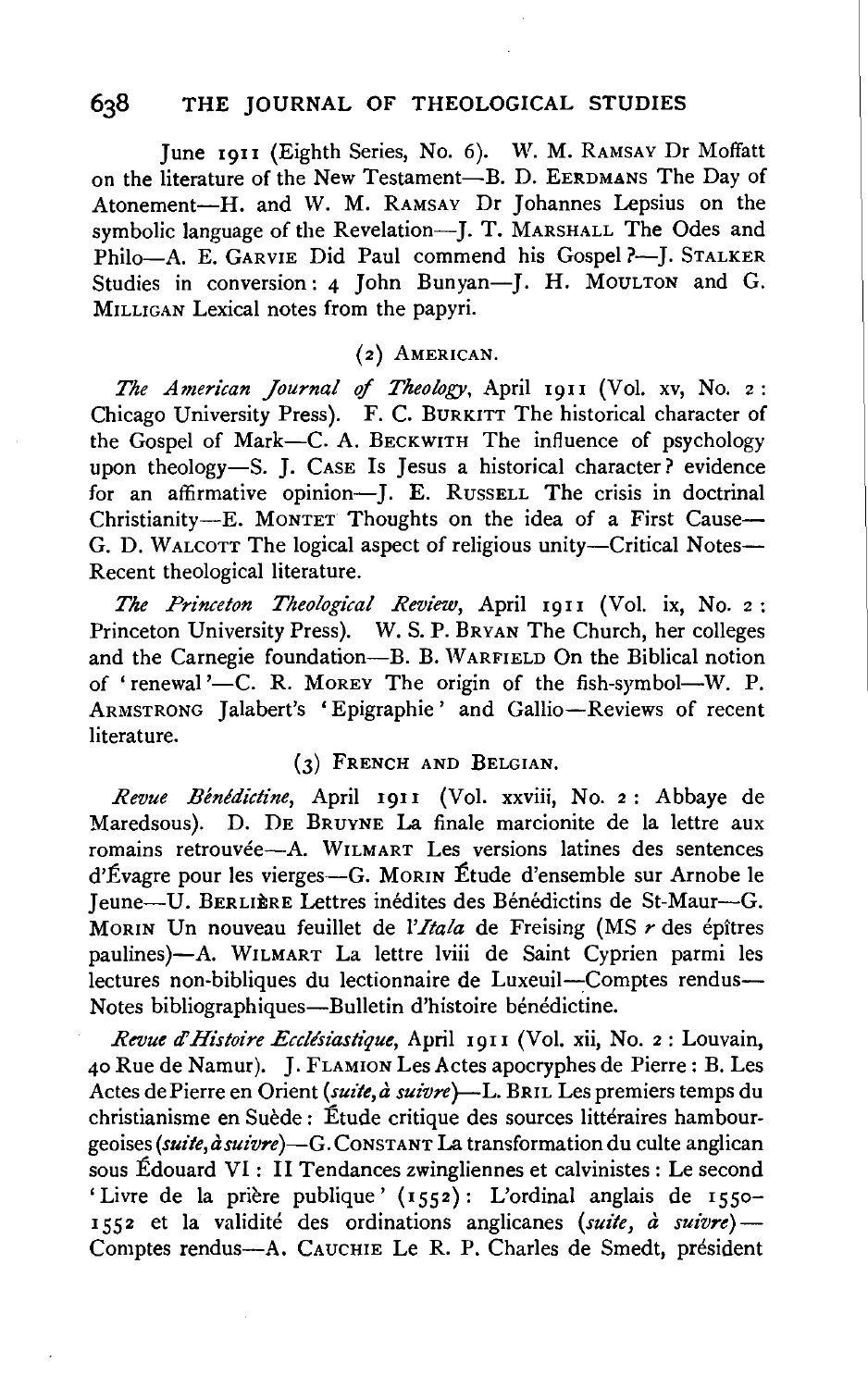June 1911 (Eighth Series, No. 6). W. M. RAMSAY Dr Moffatt on the literature of the New Testament—B. D. EERDMANS The Day of Atonement—H. and W. M. RAMSAY Dr Johannes Lepsius on the symbolic language of the Revelation—J. T. MARSHALL The Odes and Philo—A. E. GARVIE Did Paul commend his Gospel?—J. STALKER Studies in conversion: 4 John Bunyan—J. H. MOULTON and G. MILLIGAN Lexical notes from the papyri.

### (2) AMERICAN.

*The American Journal of Theology*, April 1911 (Vol. xv, No. 2: Chicago University Press). F. C. BURKITT The historical character of the Gospel of Mark—C. A. BECKWITH The influence of psychology upon theology—S. J. CASE Is Jesus a historical character? evidence for an affirmative opinion—J. E. RUSSELL The crisis in doctrinal Christianity—E. MONTET Thoughts on the idea of a First Cause—G. D. WALCOTT The logical aspect of religious unity—Critical Notes—Recent theological literature.

*The Princeton Theological Review*, April 1911 (Vol. ix, No. 2: Princeton University Press). W. S. P. BRYAN The Church, her colleges and the Carnegie foundation—B. B. WARFIELD On the Biblical notion of 'renewal'—C. R. MOREY The origin of the fish-symbol—W. P. ARMSTRONG Jalabert's 'Epigraphie' and Gallio—Reviews of recent literature.

### (3) FRENCH AND BELGIAN.

*Revue Bénédictine*, April 1911 (Vol. xxviii, No. 2: Abbaye de Maredsous). D. DE BRUYNE La finale marcionite de la lettre aux romains retrouvée—A. WILMART Les versions latines des sentences d'Évagre pour les vierges—G. MORIN Étude d'ensemble sur Arnobe le Jeune—U. BERLIÈRE Lettres inédites des Bénédictins de St-Maur—G. MORIN Un nouveau feuillet de l'*Itala* de Freising (MS *r* des épîtres paulines)—A. WILMART La lettre lviii de Saint Cyprien parmi les lectures non-bibliques du lectionnaire de Luxeuil—Comptes rendus—Notes bibliographiques—Bulletin d'histoire bénédictine.

*Revue d'Histoire Ecclésiastique*, April 1911 (Vol. xii, No. 2: Louvain, 40 Rue de Namur). J. FLAMION Les Actes apocryphes de Pierre: B. Les Actes de Pierre en Orient (*suite, à suivre*)—L. BRIL Les premiers temps du christianisme en Suède: Étude critique des sources littéraires hambourgeoises (*suite, à suivre*)—G. CONSTANT La transformation du culte anglican sous Édouard VI: II Tendances zwingliennes et calvinistes: Le second 'Livre de la prière publique' (1552): L'ordinal anglais de 1550–1552 et la validité des ordinations anglicanes (*suite, à suivre*)—Comptes rendus—A. CAUCHIE Le R. P. Charles de Smedt, président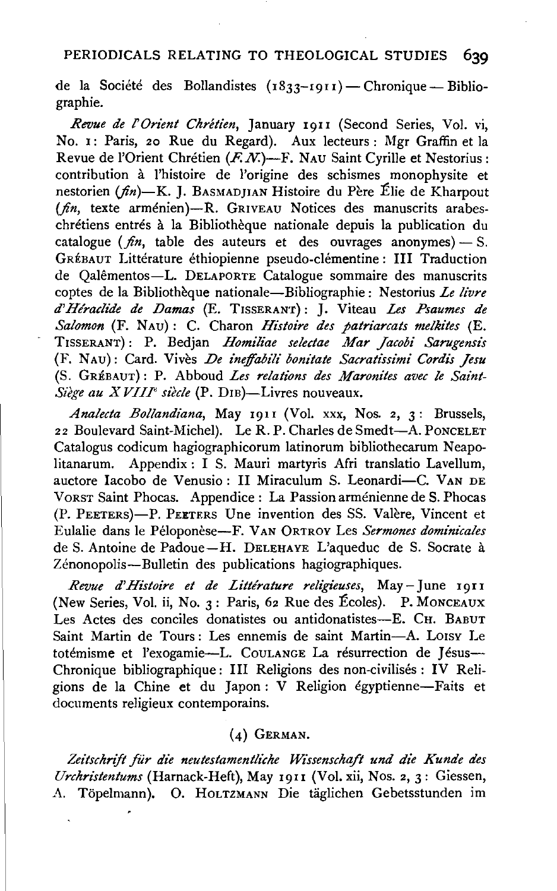de la Société des Bollandistes (1833–1911) — Chronique — Bibliographie.

*Revue de l'Orient Chrétien*, January 1911 (Second Series, Vol. vi, No. 1: Paris, 20 Rue du Regard). Aux lecteurs : Mgr Graffin et la Revue de l'Orient Chrétien (*F.N.*)—F. NAU Saint Cyrille et Nestorius : contribution à l'histoire de l'origine des schismes monophysite et nestorien (*fin*)—K. J. BASMADJIAN Histoire du Père Élie de Kharpout (*fin*, texte arménien)—R. GRIVEAU Notices des manuscrits arabes-chrétiens entrés à la Bibliothèque nationale depuis la publication du catalogue (*fin*, table des auteurs et des ouvrages anonymes) — S. GRÉBAUT Littérature éthiopienne pseudo-clémentine : III Traduction de Qalêmentos—L. DELAPORTE Catalogue sommaire des manuscrits coptes de la Bibliothèque nationale—Bibliographie : Nestorius *Le livre d'Héraclide de Damas* (E. TISSERANT) : J. Viteau *Les Psaumes de Salomon* (F. NAU) : C. Charon *Histoire des patriarcats melkites* (E. TISSERANT) : P. Bedjan *Homiliae selectae Mar Jacobi Sarugensis* (F. NAU) : Card. Vivès *De ineffabili bonitate Sacratissimi Cordis Jesu* (S. GRÉBAUT) : P. Abboud *Les relations des Maronites avec le Saint-Siège au XVIII^e siècle* (P. DIB)—Livres nouveaux.

*Analecta Bollandiana*, May 1911 (Vol. xxx, Nos. 2, 3 : Brussels, 22 Boulevard Saint-Michel). Le R. P. Charles de Smedt—A. PONCELET Catalogus codicum hagiographicorum latinorum bibliothecarum Neapolitanarum. Appendix : I S. Mauri martyris Afri translatio Lavellum, auctore Iacobo de Venusio : II Miraculum S. Leonardi—C. VAN DE VORST Saint Phocas. Appendice : La Passion arménienne de S. Phocas (P. PEETERS)—P. PEETERS Une invention des SS. Valère, Vincent et Eulalie dans le Péloponèse—F. VAN ORTROY Les *Sermones dominicales* de S. Antoine de Padoue—H. DELEHAYE L'aqueduc de S. Socrate à Zénonopolis—Bulletin des publications hagiographiques.

*Revue d'Histoire et de Littérature religieuses*, May – June 1911 (New Series, Vol. ii, No. 3 : Paris, 62 Rue des Écoles). P. MONCEAUX Les Actes des conciles donatistes ou antidonatistes—E. CH. BABUT Saint Martin de Tours : Les ennemis de saint Martin—A. LOISY Le totémisme et l'exogamie—L. COULANGE La résurrection de Jésus—Chronique bibliographique : III Religions des non-civilisés : IV Religions de la Chine et du Japon : V Religion égyptienne—Faits et documents religieux contemporains.

## (4) GERMAN.

*Zeitschrift für die neutestamentliche Wissenschaft und die Kunde des Urchristentums* (Harnack-Heft), May 1911 (Vol. xii, Nos. 2, 3 : Giessen, A. Töpelmann). O. HOLTZMANN Die täglichen Gebetsstunden im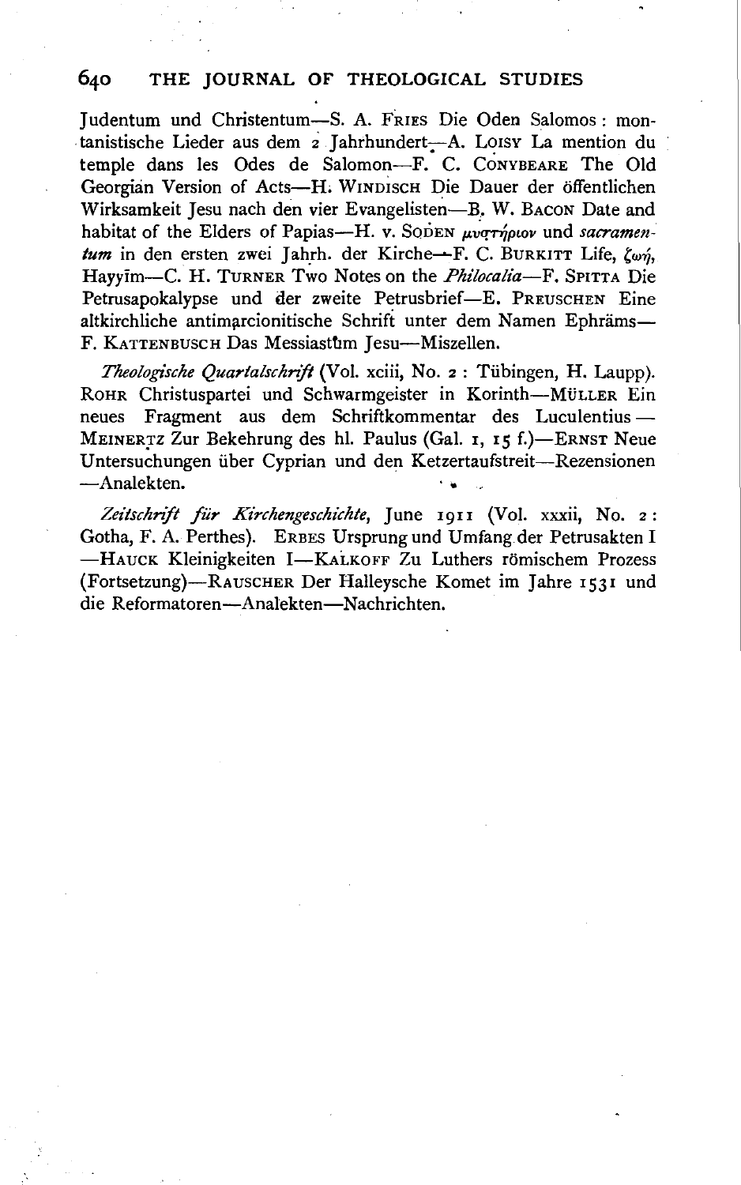Judentum und Christentum—S. A. Fries Die Oden Salomos: montanistische Lieder aus dem 2 Jahrhundert—A. Loisy La mention du temple dans les Odes de Salomon—F. C. Conybeare The Old Georgian Version of Acts—H. Windisch Die Dauer der öffentlichen Wirksamkeit Jesu nach den vier Evangelisten—B. W. Bacon Date and habitat of the Elders of Papias—H. v. Soden *μυστήριον* und *sacramentum* in den ersten zwei Jahrh. der Kirche—F. C. Burkitt Life, ζωή, Hayyīm—C. H. Turner Two Notes on the *Philocalia*—F. Spitta Die Petrusapokalypse und der zweite Petrusbrief—E. Preuschen Eine altkirchliche antimarcionitische Schrift unter dem Namen Ephräms—F. Kattenbusch Das Messiastum Jesu—Miszellen.

*Theologische Quartalschrift* (Vol. xciii, No. 2: Tübingen, H. Laupp). Rohr Christuspartei und Schwarmgeister in Korinth—Müller Ein neues Fragment aus dem Schriftkommentar des Luculentius—Meinertz Zur Bekehrung des hl. Paulus (Gal. 1, 15 f.)—Ernst Neue Untersuchungen über Cyprian und den Ketzertaufstreit—Rezensionen—Analekten.

*Zeitschrift für Kirchengeschichte*, June 1911 (Vol. xxxii, No. 2: Gotha, F. A. Perthes). Erbes Ursprung und Umfang der Petrusakten I—Hauck Kleinigkeiten I—Kalkoff Zu Luthers römischem Prozess (Fortsetzung)—Rauscher Der Halleysche Komet im Jahre 1531 und die Reformatoren—Analekten—Nachrichten.